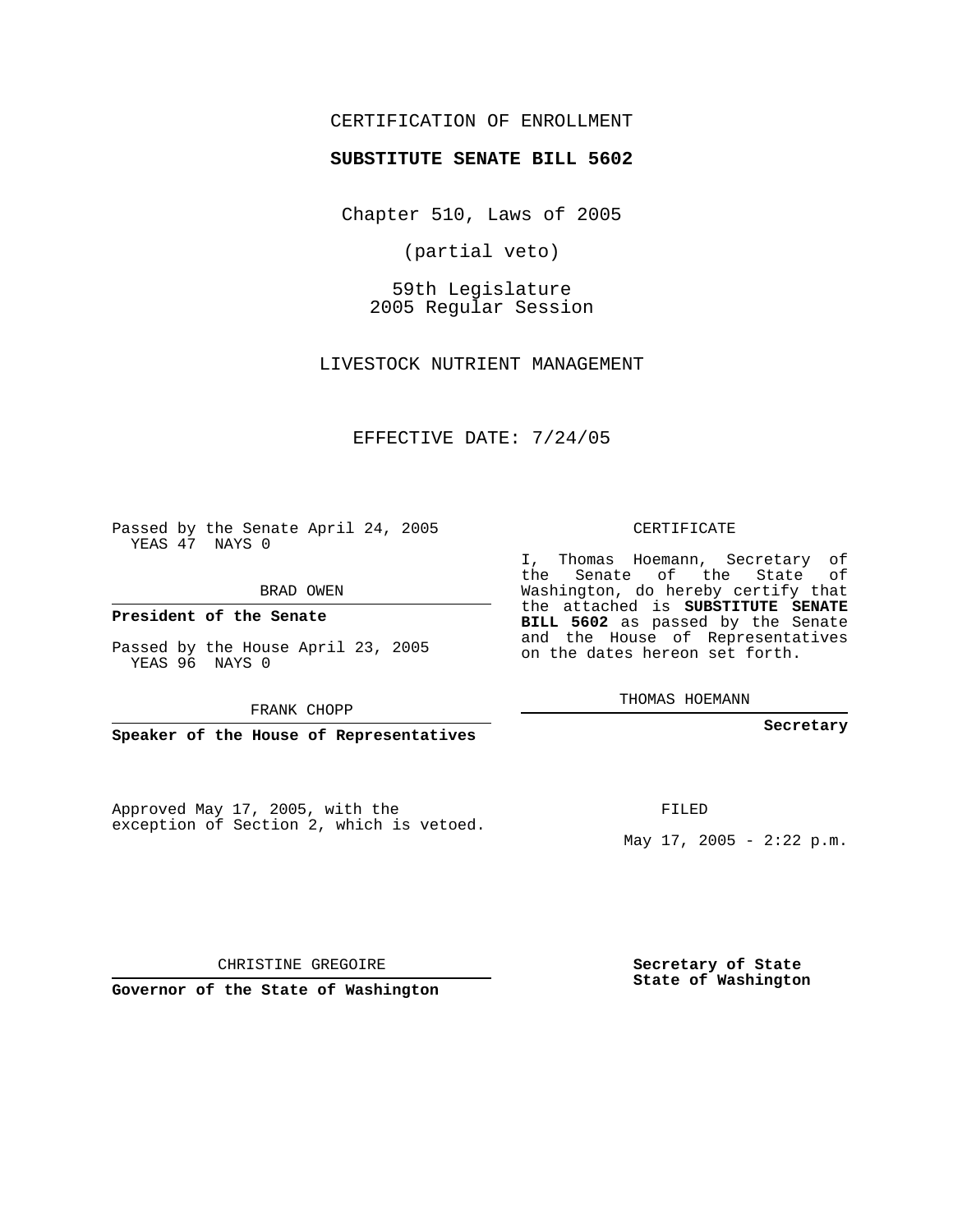CERTIFICATION OF ENROLLMENT

**SUBSTITUTE SENATE BILL 5602**

Chapter 510, Laws of 2005

(partial veto)

59th Legislature
2005 Regular Session

LIVESTOCK NUTRIENT MANAGEMENT

EFFECTIVE DATE: 7/24/05

Passed by the Senate April 24, 2005
YEAS 47 NAYS 0

BRAD OWEN

**President of the Senate**

Passed by the House April 23, 2005
YEAS 96 NAYS 0

FRANK CHOPP

**Speaker of the House of Representatives**

CERTIFICATE

I, Thomas Hoemann, Secretary of the Senate of the State of Washington, do hereby certify that the attached is **SUBSTITUTE SENATE BILL 5602** as passed by the Senate and the House of Representatives on the dates hereon set forth.

THOMAS HOEMANN

**Secretary**

Approved May 17, 2005, with the exception of Section 2, which is vetoed.

FILED

May 17, 2005 - 2:22 p.m.

CHRISTINE GREGOIRE

**Governor of the State of Washington**

**Secretary of State**
**State of Washington**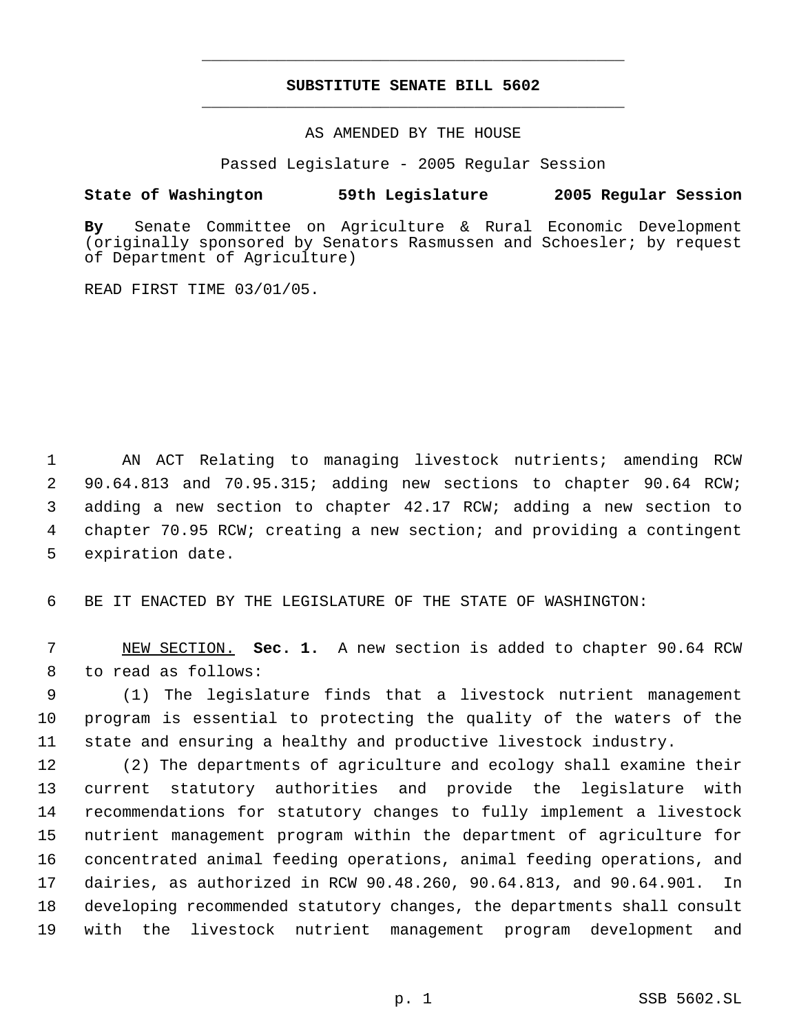# SUBSTITUTE SENATE BILL 5602

AS AMENDED BY THE HOUSE

Passed Legislature - 2005 Regular Session

**State of Washington 59th Legislature 2005 Regular Session**

**By** Senate Committee on Agriculture & Rural Economic Development (originally sponsored by Senators Rasmussen and Schoesler; by request of Department of Agriculture)

READ FIRST TIME 03/01/05.

AN ACT Relating to managing livestock nutrients; amending RCW 90.64.813 and 70.95.315; adding new sections to chapter 90.64 RCW; adding a new section to chapter 42.17 RCW; adding a new section to chapter 70.95 RCW; creating a new section; and providing a contingent expiration date.

BE IT ENACTED BY THE LEGISLATURE OF THE STATE OF WASHINGTON:

NEW SECTION. **Sec. 1.** A new section is added to chapter 90.64 RCW to read as follows:

(1) The legislature finds that a livestock nutrient management program is essential to protecting the quality of the waters of the state and ensuring a healthy and productive livestock industry.

(2) The departments of agriculture and ecology shall examine their current statutory authorities and provide the legislature with recommendations for statutory changes to fully implement a livestock nutrient management program within the department of agriculture for concentrated animal feeding operations, animal feeding operations, and dairies, as authorized in RCW 90.48.260, 90.64.813, and 90.64.901. In developing recommended statutory changes, the departments shall consult with the livestock nutrient management program development and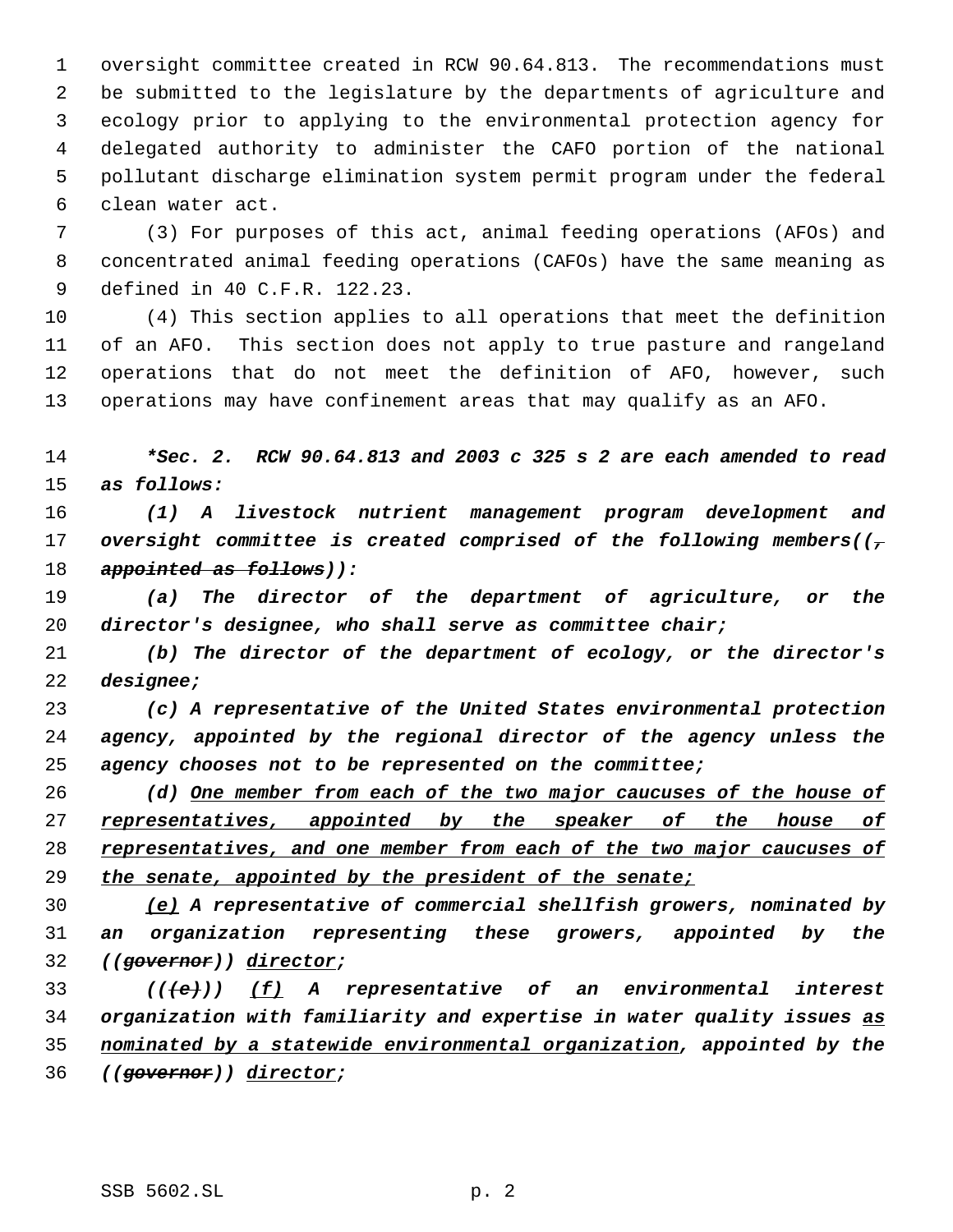oversight committee created in RCW 90.64.813. The recommendations must be submitted to the legislature by the departments of agriculture and ecology prior to applying to the environmental protection agency for delegated authority to administer the CAFO portion of the national pollutant discharge elimination system permit program under the federal clean water act.

(3) For purposes of this act, animal feeding operations (AFOs) and concentrated animal feeding operations (CAFOs) have the same meaning as defined in 40 C.F.R. 122.23.

(4) This section applies to all operations that meet the definition of an AFO. This section does not apply to true pasture and rangeland operations that do not meet the definition of AFO, however, such operations may have confinement areas that may qualify as an AFO.

***Sec. 2. RCW 90.64.813 and 2003 c 325 s 2 are each amended to read as follows:***

*(1) A livestock nutrient management program development and oversight committee is created comprised of the following members((~~, appointed as follows~~)):*

*(a) The director of the department of agriculture, or the director's designee, who shall serve as committee chair;*

*(b) The director of the department of ecology, or the director's designee;*

*(c) A representative of the United States environmental protection agency, appointed by the regional director of the agency unless the agency chooses not to be represented on the committee;*

*(d) <u>One member from each of the two major caucuses of the house of representatives, appointed by the speaker of the house of representatives, and one member from each of the two major caucuses of the senate, appointed by the president of the senate;</u>*

*<u>(e)</u> A representative of commercial shellfish growers, nominated by an organization representing these growers, appointed by the ((~~governor~~)) <u>director</u>;*

*((~~(e)~~)) <u>(f)</u> A representative of an environmental interest organization with familiarity and expertise in water quality issues <u>as nominated by a statewide environmental organization</u>, appointed by the ((~~governor~~)) <u>director</u>;*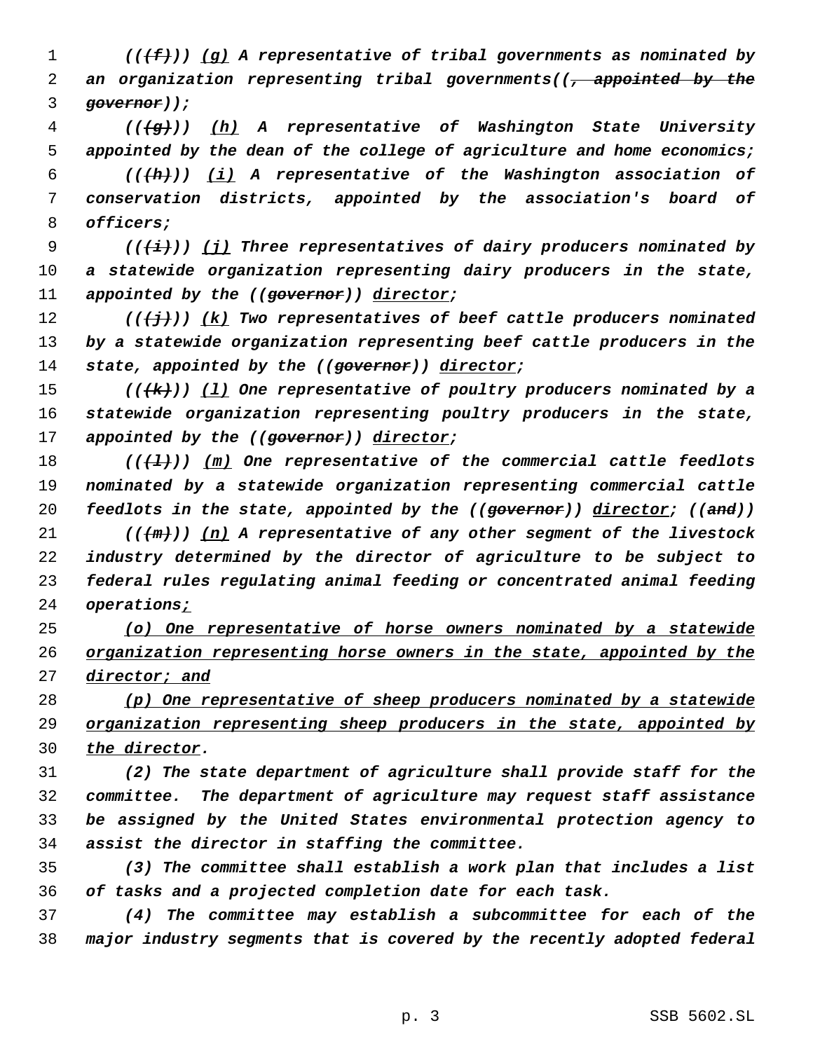(((f))) (g) A representative of tribal governments as nominated by an organization representing tribal governments((, appointed by the governor));

(((g))) (h) A representative of Washington State University appointed by the dean of the college of agriculture and home economics;

(((h))) (i) A representative of the Washington association of conservation districts, appointed by the association's board of officers;

(((i))) (j) Three representatives of dairy producers nominated by a statewide organization representing dairy producers in the state, appointed by the ((governor)) director;

(((j))) (k) Two representatives of beef cattle producers nominated by a statewide organization representing beef cattle producers in the state, appointed by the ((governor)) director;

(((k))) (l) One representative of poultry producers nominated by a statewide organization representing poultry producers in the state, appointed by the ((governor)) director;

(((l))) (m) One representative of the commercial cattle feedlots nominated by a statewide organization representing commercial cattle feedlots in the state, appointed by the ((governor)) director; ((and))

(((m))) (n) A representative of any other segment of the livestock industry determined by the director of agriculture to be subject to federal rules regulating animal feeding or concentrated animal feeding operations;

(o) One representative of horse owners nominated by a statewide organization representing horse owners in the state, appointed by the director; and

(p) One representative of sheep producers nominated by a statewide organization representing sheep producers in the state, appointed by the director.

(2) The state department of agriculture shall provide staff for the committee. The department of agriculture may request staff assistance be assigned by the United States environmental protection agency to assist the director in staffing the committee.

(3) The committee shall establish a work plan that includes a list of tasks and a projected completion date for each task.

(4) The committee may establish a subcommittee for each of the major industry segments that is covered by the recently adopted federal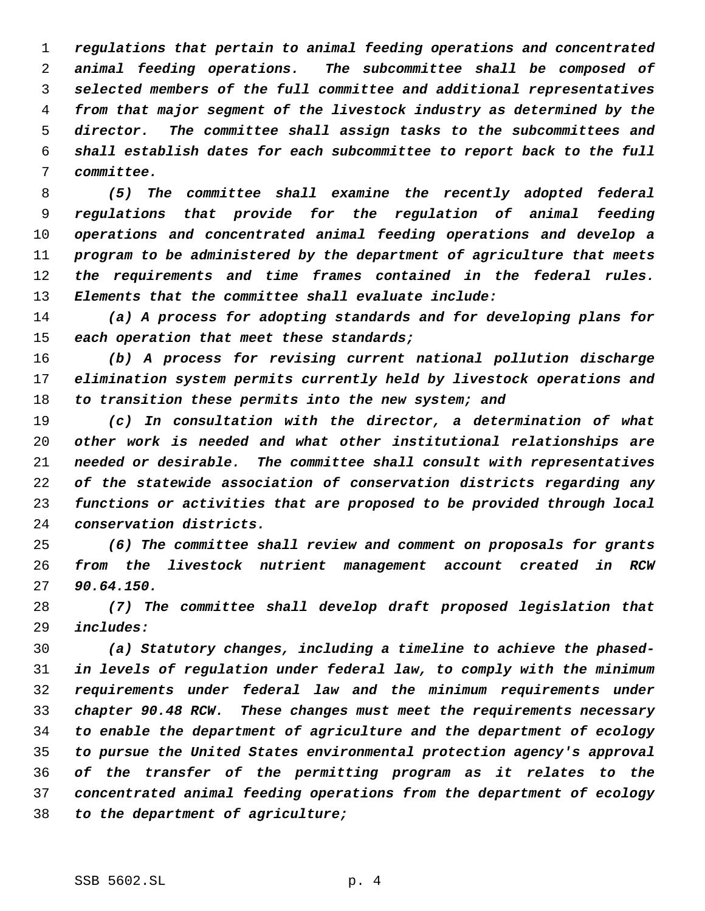*regulations that pertain to animal feeding operations and concentrated animal feeding operations. The subcommittee shall be composed of selected members of the full committee and additional representatives from that major segment of the livestock industry as determined by the director. The committee shall assign tasks to the subcommittees and shall establish dates for each subcommittee to report back to the full committee.*

*(5) The committee shall examine the recently adopted federal regulations that provide for the regulation of animal feeding operations and concentrated animal feeding operations and develop a program to be administered by the department of agriculture that meets the requirements and time frames contained in the federal rules. Elements that the committee shall evaluate include:*

*(a) A process for adopting standards and for developing plans for each operation that meet these standards;*

*(b) A process for revising current national pollution discharge elimination system permits currently held by livestock operations and to transition these permits into the new system; and*

*(c) In consultation with the director, a determination of what other work is needed and what other institutional relationships are needed or desirable. The committee shall consult with representatives of the statewide association of conservation districts regarding any functions or activities that are proposed to be provided through local conservation districts.*

*(6) The committee shall review and comment on proposals for grants from the livestock nutrient management account created in RCW 90.64.150.*

*(7) The committee shall develop draft proposed legislation that includes:*

*(a) Statutory changes, including a timeline to achieve the phased-in levels of regulation under federal law, to comply with the minimum requirements under federal law and the minimum requirements under chapter 90.48 RCW. These changes must meet the requirements necessary to enable the department of agriculture and the department of ecology to pursue the United States environmental protection agency's approval of the transfer of the permitting program as it relates to the concentrated animal feeding operations from the department of ecology to the department of agriculture;*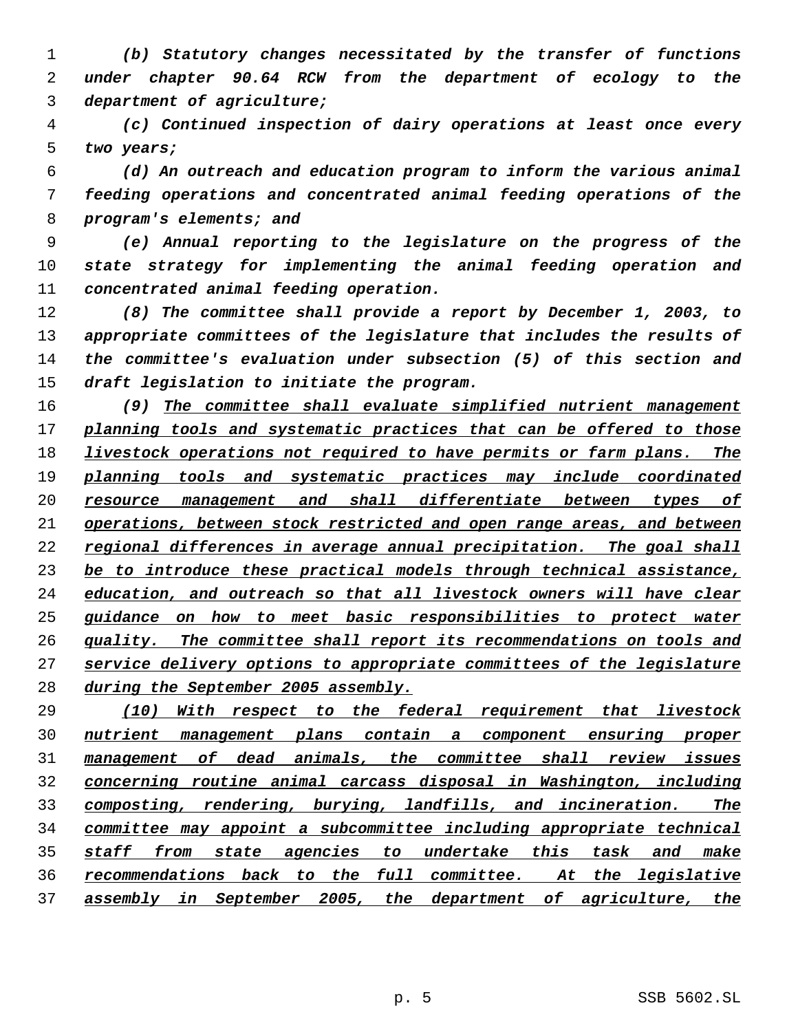*(b) Statutory changes necessitated by the transfer of functions under chapter 90.64 RCW from the department of ecology to the department of agriculture;*

*(c) Continued inspection of dairy operations at least once every two years;*

*(d) An outreach and education program to inform the various animal feeding operations and concentrated animal feeding operations of the program's elements; and*

*(e) Annual reporting to the legislature on the progress of the state strategy for implementing the animal feeding operation and concentrated animal feeding operation.*

*(8) The committee shall provide a report by December 1, 2003, to appropriate committees of the legislature that includes the results of the committee's evaluation under subsection (5) of this section and draft legislation to initiate the program.*

*(9)* <u>The committee shall evaluate simplified nutrient management planning tools and systematic practices that can be offered to those livestock operations not required to have permits or farm plans. The planning tools and systematic practices may include coordinated resource management and shall differentiate between types of operations, between stock restricted and open range areas, and between regional differences in average annual precipitation. The goal shall be to introduce these practical models through technical assistance, education, and outreach so that all livestock owners will have clear guidance on how to meet basic responsibilities to protect water quality. The committee shall report its recommendations on tools and service delivery options to appropriate committees of the legislature during the September 2005 assembly.</u>

<u>(10) With respect to the federal requirement that livestock nutrient management plans contain a component ensuring proper management of dead animals, the committee shall review issues concerning routine animal carcass disposal in Washington, including composting, rendering, burying, landfills, and incineration. The committee may appoint a subcommittee including appropriate technical staff from state agencies to undertake this task and make recommendations back to the full committee. At the legislative assembly in September 2005, the department of agriculture, the</u>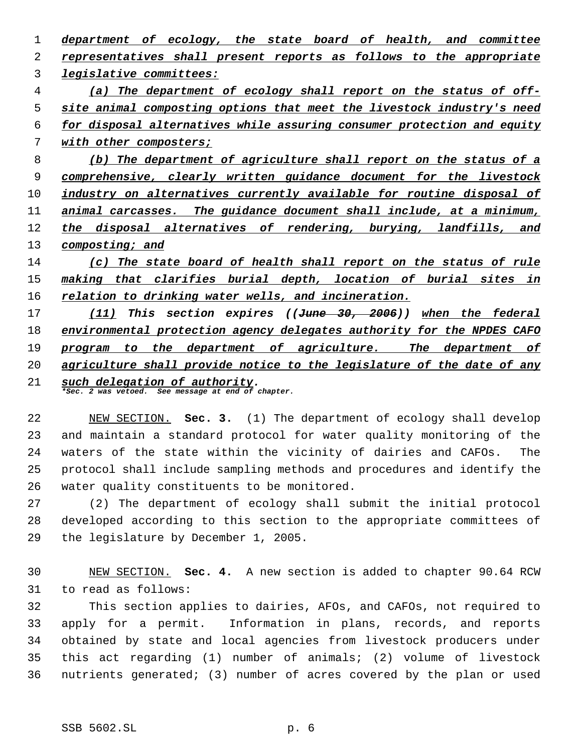*department of ecology, the state board of health, and committee representatives shall present reports as follows to the appropriate legislative committees:*

*(a) The department of ecology shall report on the status of off-site animal composting options that meet the livestock industry's need for disposal alternatives while assuring consumer protection and equity with other composters;*

*(b) The department of agriculture shall report on the status of a comprehensive, clearly written guidance document for the livestock industry on alternatives currently available for routine disposal of animal carcasses. The guidance document shall include, at a minimum, the disposal alternatives of rendering, burying, landfills, and composting; and*

*(c) The state board of health shall report on the status of rule making that clarifies burial depth, location of burial sites in relation to drinking water wells, and incineration.*

*(11) This section expires ((~~June 30, 2006~~)) when the federal environmental protection agency delegates authority for the NPDES CAFO program to the department of agriculture. The department of agriculture shall provide notice to the legislature of the date of any such delegation of authority.*

***Sec. 2 was vetoed. See message at end of chapter.***

NEW SECTION. **Sec. 3.** (1) The department of ecology shall develop and maintain a standard protocol for water quality monitoring of the waters of the state within the vicinity of dairies and CAFOs. The protocol shall include sampling methods and procedures and identify the water quality constituents to be monitored.

(2) The department of ecology shall submit the initial protocol developed according to this section to the appropriate committees of the legislature by December 1, 2005.

NEW SECTION. **Sec. 4.** A new section is added to chapter 90.64 RCW to read as follows:

This section applies to dairies, AFOs, and CAFOs, not required to apply for a permit. Information in plans, records, and reports obtained by state and local agencies from livestock producers under this act regarding (1) number of animals; (2) volume of livestock nutrients generated; (3) number of acres covered by the plan or used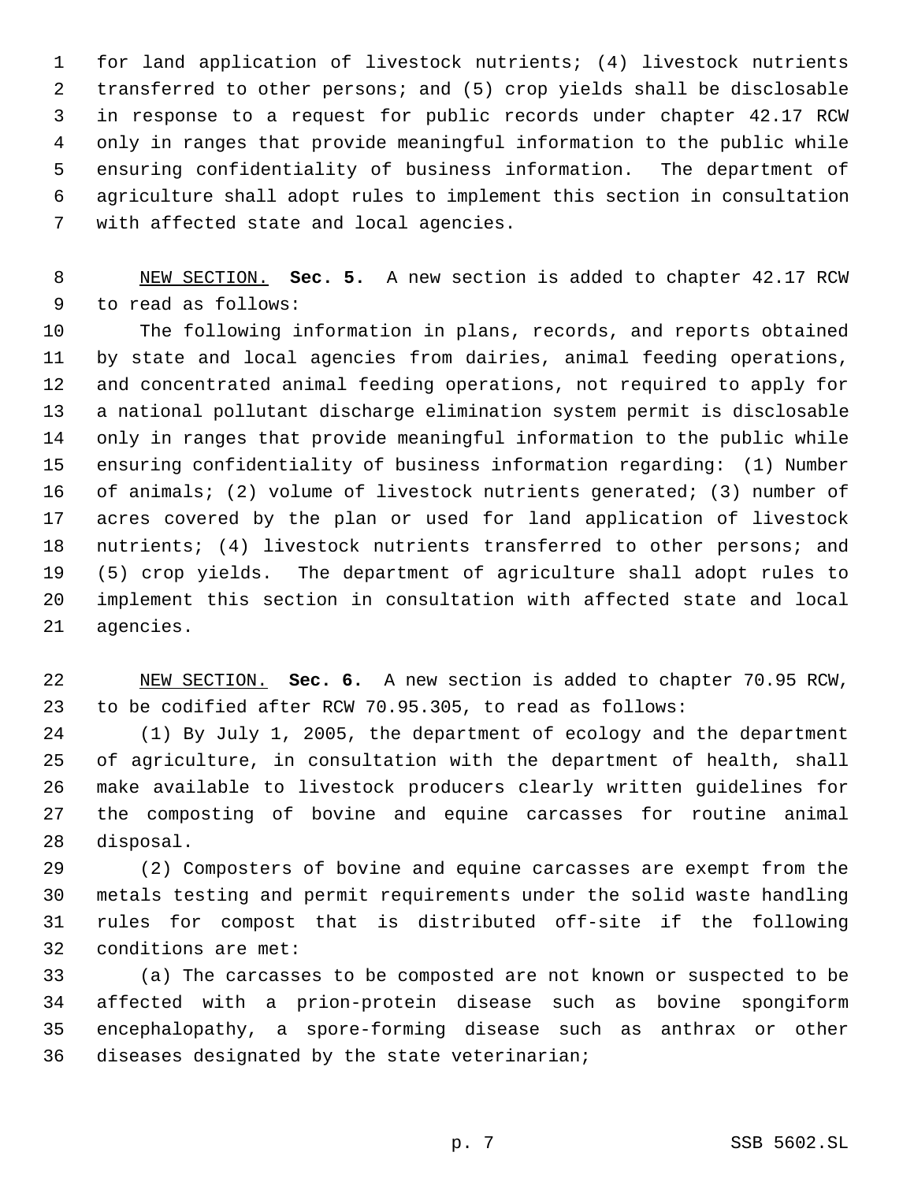for land application of livestock nutrients; (4) livestock nutrients transferred to other persons; and (5) crop yields shall be disclosable in response to a request for public records under chapter 42.17 RCW only in ranges that provide meaningful information to the public while ensuring confidentiality of business information. The department of agriculture shall adopt rules to implement this section in consultation with affected state and local agencies.

NEW SECTION. **Sec. 5.** A new section is added to chapter 42.17 RCW to read as follows:

The following information in plans, records, and reports obtained by state and local agencies from dairies, animal feeding operations, and concentrated animal feeding operations, not required to apply for a national pollutant discharge elimination system permit is disclosable only in ranges that provide meaningful information to the public while ensuring confidentiality of business information regarding: (1) Number of animals; (2) volume of livestock nutrients generated; (3) number of acres covered by the plan or used for land application of livestock nutrients; (4) livestock nutrients transferred to other persons; and (5) crop yields. The department of agriculture shall adopt rules to implement this section in consultation with affected state and local agencies.

NEW SECTION. **Sec. 6.** A new section is added to chapter 70.95 RCW, to be codified after RCW 70.95.305, to read as follows:

(1) By July 1, 2005, the department of ecology and the department of agriculture, in consultation with the department of health, shall make available to livestock producers clearly written guidelines for the composting of bovine and equine carcasses for routine animal disposal.

(2) Composters of bovine and equine carcasses are exempt from the metals testing and permit requirements under the solid waste handling rules for compost that is distributed off-site if the following conditions are met:

(a) The carcasses to be composted are not known or suspected to be affected with a prion-protein disease such as bovine spongiform encephalopathy, a spore-forming disease such as anthrax or other diseases designated by the state veterinarian;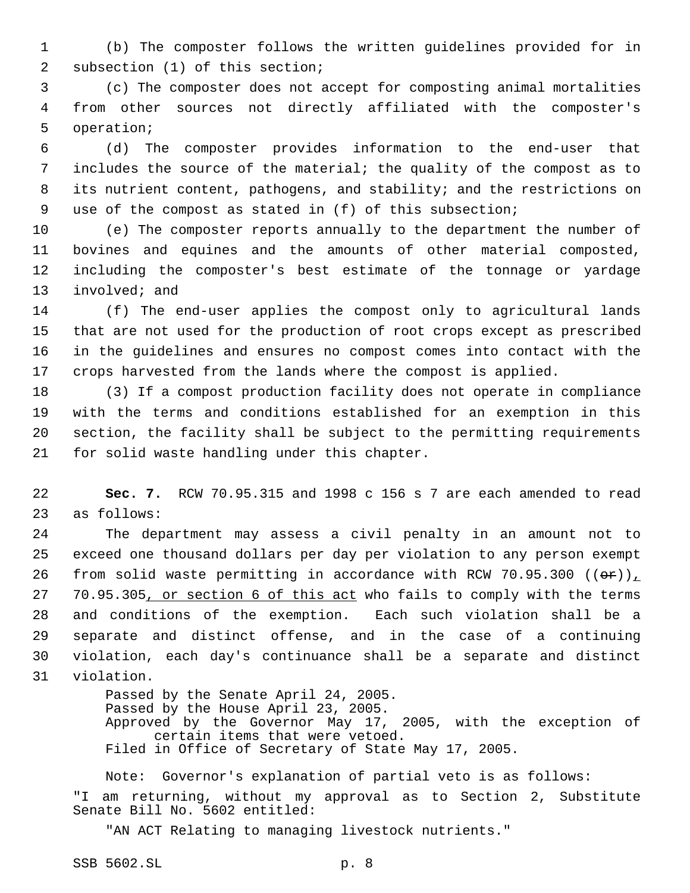(b) The composter follows the written guidelines provided for in subsection (1) of this section;

(c) The composter does not accept for composting animal mortalities from other sources not directly affiliated with the composter's operation;

(d) The composter provides information to the end-user that includes the source of the material; the quality of the compost as to its nutrient content, pathogens, and stability; and the restrictions on use of the compost as stated in (f) of this subsection;

(e) The composter reports annually to the department the number of bovines and equines and the amounts of other material composted, including the composter's best estimate of the tonnage or yardage involved; and

(f) The end-user applies the compost only to agricultural lands that are not used for the production of root crops except as prescribed in the guidelines and ensures no compost comes into contact with the crops harvested from the lands where the compost is applied.

(3) If a compost production facility does not operate in compliance with the terms and conditions established for an exemption in this section, the facility shall be subject to the permitting requirements for solid waste handling under this chapter.

**Sec. 7.** RCW 70.95.315 and 1998 c 156 s 7 are each amended to read as follows:

The department may assess a civil penalty in an amount not to exceed one thousand dollars per day per violation to any person exempt from solid waste permitting in accordance with RCW 70.95.300 ((~~or~~)), 70.95.305, or section 6 of this act who fails to comply with the terms and conditions of the exemption. Each such violation shall be a separate and distinct offense, and in the case of a continuing violation, each day's continuance shall be a separate and distinct violation.

Passed by the Senate April 24, 2005.
Passed by the House April 23, 2005.
Approved by the Governor May 17, 2005, with the exception of certain items that were vetoed.
Filed in Office of Secretary of State May 17, 2005.

Note: Governor's explanation of partial veto is as follows:

"I am returning, without my approval as to Section 2, Substitute Senate Bill No. 5602 entitled:

"AN ACT Relating to managing livestock nutrients."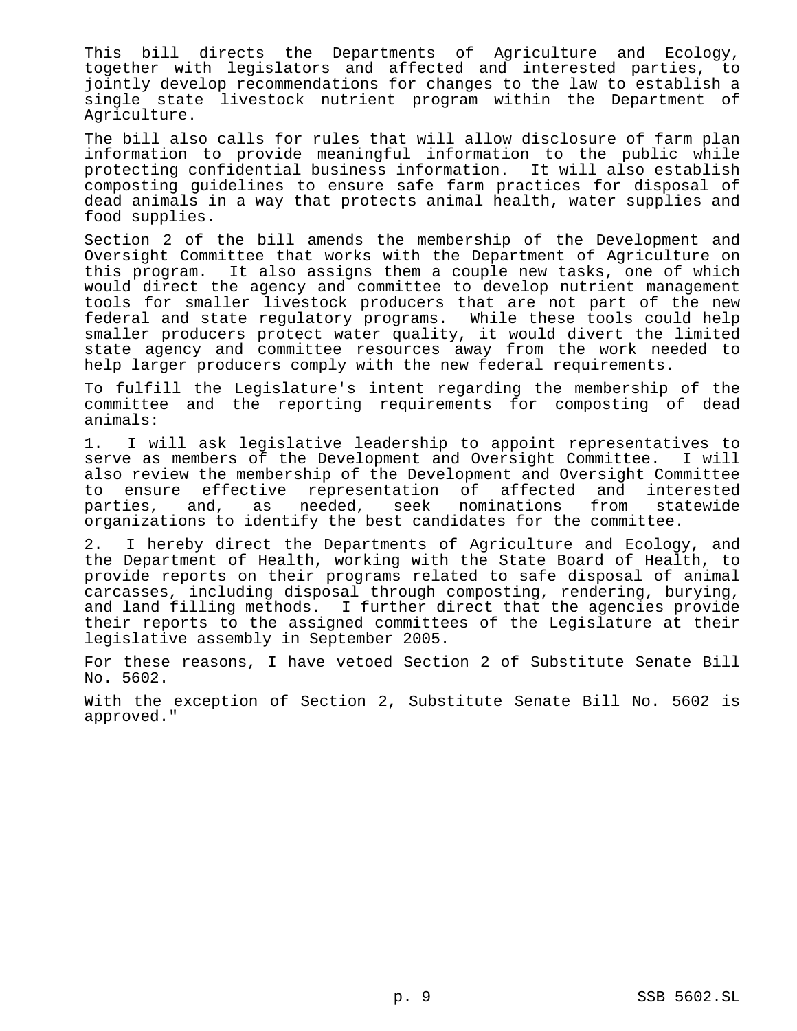This bill directs the Departments of Agriculture and Ecology, together with legislators and affected and interested parties, to jointly develop recommendations for changes to the law to establish a single state livestock nutrient program within the Department of Agriculture.

The bill also calls for rules that will allow disclosure of farm plan information to provide meaningful information to the public while protecting confidential business information. It will also establish composting guidelines to ensure safe farm practices for disposal of dead animals in a way that protects animal health, water supplies and food supplies.

Section 2 of the bill amends the membership of the Development and Oversight Committee that works with the Department of Agriculture on this program. It also assigns them a couple new tasks, one of which would direct the agency and committee to develop nutrient management tools for smaller livestock producers that are not part of the new federal and state regulatory programs. While these tools could help smaller producers protect water quality, it would divert the limited state agency and committee resources away from the work needed to help larger producers comply with the new federal requirements.

To fulfill the Legislature's intent regarding the membership of the committee and the reporting requirements for composting of dead animals:

1. I will ask legislative leadership to appoint representatives to serve as members of the Development and Oversight Committee. I will also review the membership of the Development and Oversight Committee to ensure effective representation of affected and interested parties, and, as needed, seek nominations from statewide organizations to identify the best candidates for the committee.

2. I hereby direct the Departments of Agriculture and Ecology, and the Department of Health, working with the State Board of Health, to provide reports on their programs related to safe disposal of animal carcasses, including disposal through composting, rendering, burying, and land filling methods. I further direct that the agencies provide their reports to the assigned committees of the Legislature at their legislative assembly in September 2005.

For these reasons, I have vetoed Section 2 of Substitute Senate Bill No. 5602.

With the exception of Section 2, Substitute Senate Bill No. 5602 is approved."